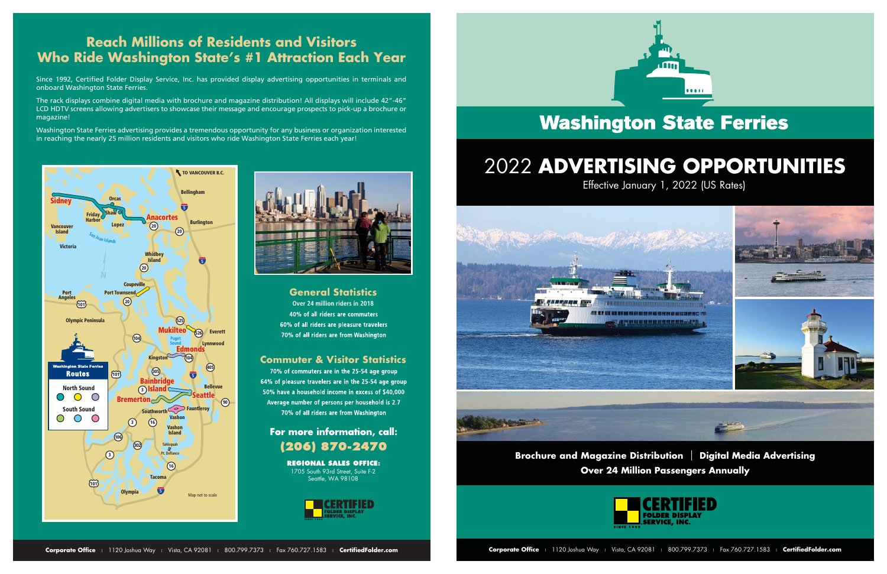## Reach Millions of Residents and Visitors Who Ride Washington State's #1 Attraction Each Year

Since 1992, Certified Folder Display Service, Inc. has provided display advertising opportunities in terminals and onboard Washington State Ferries.

The rack displays combine digital media with brochure and magazine distribution! All displays will include 42"-46" LCD HDTV screens allowing advertisers to showcase their message and encourage prospects to pick-up a brochure or magazine!

Washington State Ferries advertising provides a tremendous opportunity for any business or organization interested in reaching the nearly 25 million residents and visitors who ride Washington State Ferries each year!

### General Statistics

Over 24 million riders in 2018
40% of all riders are commuters
60% of all riders are pleasure travelers
70% of all riders are from Washington

### Commuter & Visitor Statistics

70% of commuters are in the 25-54 age group
64% of pleasure travelers are in the 25-54 age group
50% have a household income in excess of $40,000
Average number of persons per household is 2.7
70% of all riders are from Washington

**For more information, call:**
**(206) 870-2470**

**REGIONAL SALES OFFICE:**
1705 South 93rd Street, Suite F-2
Seattle, WA 98108

# Washington State Ferries

# 2022 ADVERTISING OPPORTUNITIES

Effective January 1, 2022 (US Rates)

**Brochure and Magazine Distribution | Digital Media Advertising**
**Over 24 Million Passengers Annually**

**Corporate Office** | 1120 Joshua Way | Vista, CA 92081 | 800.799.7373 | Fax 760.727.1583 | **CertifiedFolder.com**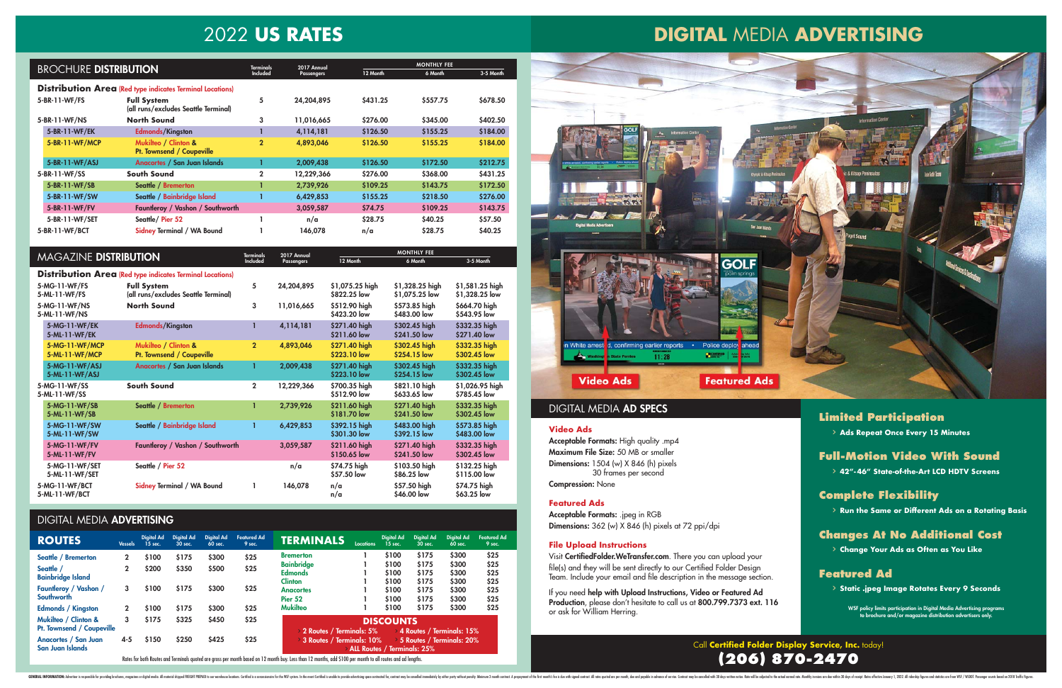# 2022 US RATES

# DIGITAL MEDIA ADVERTISING

## BROCHURE DISTRIBUTION

| Distribution Area (Red type indicates Terminal Locations) | | Terminals Included | 2017 Annual Passengers | MONTHLY FEE 12 Month | 6 Month | 3-5 Month |
|---|---|---|---|---|---|---|
| 5-BR-11-WF/FS | Full System (all runs/excludes Seattle Terminal) | 5 | 24,204,895 | $431.25 | $557.75 | $678.50 |
| 5-BR-11-WF/NS | North Sound | 3 | 11,016,665 | $276.00 | $345.00 | $402.50 |
| 5-BR-11-WF/EK | Edmonds/Kingston | 1 | 4,114,181 | $126.50 | $155.25 | $184.00 |
| 5-BR-11-WF/MCP | Mukilteo / Clinton & Pt. Townsend / Coupeville | 2 | 4,893,046 | $126.50 | $155.25 | $184.00 |
| 5-BR-11-WF/ASJ | Anacortes / San Juan Islands | 1 | 2,009,438 | $126.50 | $172.50 | $212.75 |
| 5-BR-11-WF/SS | South Sound | 2 | 12,229,366 | $276.00 | $368.00 | $431.25 |
| 5-BR-11-WF/SB | Seattle / Bremerton | 1 | 2,739,926 | $109.25 | $143.75 | $172.50 |
| 5-BR-11-WF/SW | Seattle / Bainbridge Island | 1 | 6,429,853 | $155.25 | $218.50 | $276.00 |
| 5-BR-11-WF/FV | Fauntleroy / Vashon / Southworth | | 3,059,587 | $74.75 | $109.25 | $143.75 |
| 5-BR-11-WF/SET | Seattle/ Pier 52 | 1 | n/a | $28.75 | $40.25 | $57.50 |
| 5-BR-11-WF/BCT | Sidney Terminal / WA Bound | 1 | 146,078 | n/a | $28.75 | $40.25 |

## MAGAZINE DISTRIBUTION

| Distribution Area (Red type indicates Terminal Locations) | | Terminals Included | 2017 Annual Passengers | MONTHLY FEE 12 Month | 6 Month | 3-5 Month |
|---|---|---|---|---|---|---|
| 5-MG-11-WF/FS<br>5-ML-11-WF/FS | Full System (all runs/excludes Seattle Terminal) | 5 | 24,204,895 | $1,075.25 high<br>$822.25 low | $1,328.25 high<br>$1,075.25 low | $1,581.25 high<br>$1,328.25 low |
| 5-MG-11-WF/NS<br>5-ML-11-WF/NS | North Sound | 3 | 11,016,665 | $512.90 high<br>$423.20 low | $573.85 high<br>$483.00 low | $664.70 high<br>$543.95 low |
| 5-MG-11-WF/EK<br>5-ML-11-WF/EK | Edmonds/Kingston | 1 | 4,114,181 | $271.40 high<br>$211.60 low | $302.45 high<br>$241.50 low | $332.35 high<br>$271.40 low |
| 5-MG-11-WF/MCP<br>5-ML-11-WF/MCP | Mukilteo / Clinton & Pt. Townsend / Coupeville | 2 | 4,893,046 | $271.40 high<br>$223.10 low | $302.45 high<br>$254.15 low | $332.35 high<br>$302.45 low |
| 5-MG-11-WF/ASJ<br>5-ML-11-WF/ASJ | Anacortes / San Juan Islands | 1 | 2,009,438 | $271.40 high<br>$223.10 low | $302.45 high<br>$254.15 low | $332.35 high<br>$302.45 low |
| 5-MG-11-WF/SS<br>5-ML-11-WF/SS | South Sound | 2 | 12,229,366 | $700.35 high<br>$512.90 low | $821.10 high<br>$633.65 low | $1,026.95 high<br>$785.45 low |
| 5-MG-11-WF/SB<br>5-ML-11-WF/SB | Seattle / Bremerton | 1 | 2,739,926 | $211.60 high<br>$181.70 low | $271.40 high<br>$241.50 low | $332.35 high<br>$302.45 low |
| 5-MG-11-WF/SW<br>5-ML-11-WF/SW | Seattle / Bainbridge Island | 1 | 6,429,853 | $392.15 high<br>$301.30 low | $483.00 high<br>$392.15 low | $573.85 high<br>$483.00 low |
| 5-MG-11-WF/FV<br>5-ML-11-WF/FV | Fauntleroy / Vashon / Southworth | | 3,059,587 | $211.60 high<br>$150.65 low | $271.40 high<br>$241.50 low | $332.35 high<br>$302.45 low |
| 5-MG-11-WF/SET<br>5-ML-11-WF/SET | Seattle / Pier 52 | | n/a | $74.75 high<br>$57.50 low | $103.50 high<br>$86.25 low | $132.25 high<br>$115.00 low |
| 5-MG-11-WF/BCT<br>5-ML-11-WF/BCT | Sidney Terminal / WA Bound | 1 | 146,078 | n/a<br>n/a | $57.50 high<br>$46.00 low | $74.75 high<br>$63.25 low |

## DIGITAL MEDIA ADVERTISING

| ROUTES | Vessels | Digital Ad 15 sec. | Digital Ad 30 sec. | Digital Ad 60 sec. | Featured Ad 9 sec. |
|---|---|---|---|---|---|
| Seattle / Bremerton | 2 | $100 | $175 | $300 | $25 |
| Seattle / Bainbridge Island | 2 | $200 | $350 | $500 | $25 |
| Fauntleroy / Vashon / Southworth | 3 | $100 | $175 | $300 | $25 |
| Edmonds / Kingston | 2 | $100 | $175 | $300 | $25 |
| Mukilteo / Clinton & Pt. Townsend / Coupeville | 3 | $175 | $325 | $450 | $25 |
| Anacortes / San Juan San Juan Islands | 4-5 | $150 | $250 | $425 | $25 |

| TERMINALS | Locations | Digital Ad 15 sec. | Digital Ad 30 sec. | Digital Ad 60 sec. | Featured Ad 9 sec. |
|---|---|---|---|---|---|
| Bremerton | 1 | $100 | $175 | $300 | $25 |
| Bainbridge | 1 | $100 | $175 | $300 | $25 |
| Edmonds | 1 | $100 | $175 | $300 | $25 |
| Clinton | 1 | $100 | $175 | $300 | $25 |
| Anacortes | 1 | $100 | $175 | $300 | $25 |
| Pier 52 | 1 | $100 | $175 | $300 | $25 |
| Mukilteo | 1 | $100 | $175 | $300 | $25 |

**DISCOUNTS**

- 2 Routes / Terminals: 5%
- 4 Routes / Terminals: 15%
- 3 Routes / Terminals: 10%
- 5 Routes / Terminals: 20%
- ALL Routes / Terminals: 25%

Rates for both Routes and Terminals quoted are gross per month based on 12 month buy. Less than 12 months, add $100 per month to all routes and ad lengths.

Video Ads

Featured Ads

## DIGITAL MEDIA AD SPECS

### Video Ads

**Acceptable Formats:** High quality .mp4
**Maximum File Size:** 50 MB or smaller
**Dimensions:** 1504 (w) X 846 (h) pixels
30 frames per second
**Compression:** None

### Featured Ads

**Acceptable Formats:** .jpeg in RGB
**Dimensions:** 362 (w) X 846 (h) pixels at 72 ppi/dpi

### File Upload Instructions

Visit **CertifiedFolder.WeTransfer.com**. There you can upload your file(s) and they will be sent directly to our Certified Folder Design Team. Include your email and file description in the message section.

If you need **help with Upload Instructions, Video or Featured Ad Production**, please don't hesitate to call us at **800.799.7373 ext. 116** or ask for William Herring.

### Limited Participation

> Ads Repeat Once Every 15 Minutes

### Full-Motion Video With Sound

> 42"-46" State-of-the-Art LCD HDTV Screens

### Complete Flexibility

> Run the Same or Different Ads on a Rotating Basis

### Changes At No Additional Cost

> Change Your Ads as Often as You Like

### Featured Ad

> Static .jpeg Image Rotates Every 9 Seconds

WSF policy limits participation in Digital Media Advertising programs to brochure and/or magazine distribution advertisers only.

Call **Certified Folder Display Service, Inc.** today!

**(206) 870-2470**

GENERAL INFORMATION: Advertiser is responsible for providing brochures, magazines or digital media. All material shipped FREIGHT PREPAID to our warehouse locations. Certified is a concessionaire for the WSF system. In the event Certified is unable to provide advertising space contracted for, contract may be cancelled immediately by either party without penalty. Minimum 3 month contract. A prepayment of the first month's fee is due with signed contract. All rates quoted are per month, due and payable in advance of service. Contract may be cancelled with 30 days written notice. Rate will be adjusted to the actual earned rate. Monthly invoices are due within 30 days of receipt. Rates effective January 1, 2022. All ridership figures and statistics are from WSF / WSDOT. Passenger counts based on 2018 Traffic Figures.